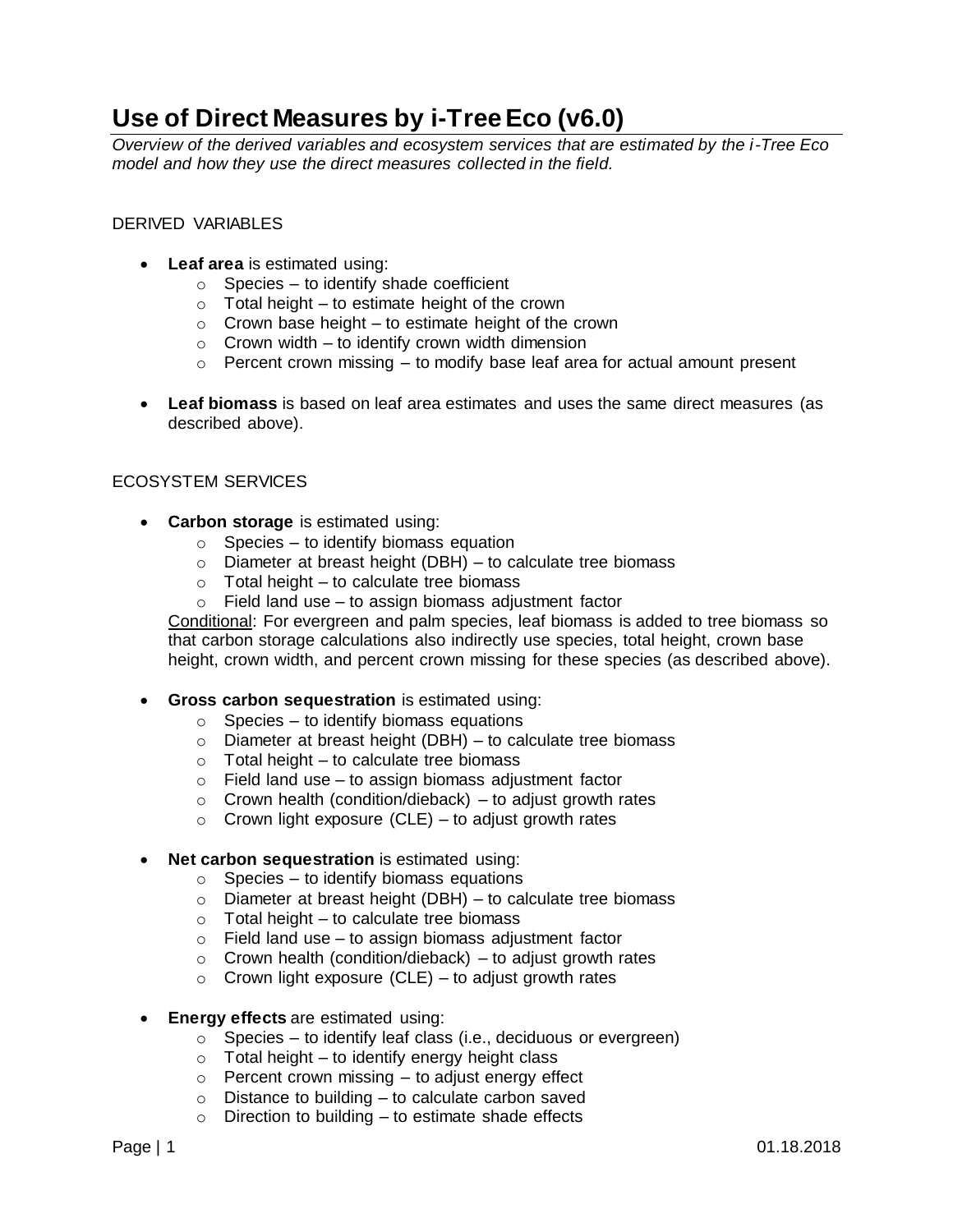# Use of Direct Measures by i-Tree Eco (v6.0)

*Overview of the derived variables and ecosystem services that are estimated by the i-Tree Eco model and how they use the direct measures collected in the field.*

DERIVED VARIABLES

- **Leaf area** is estimated using:
  - Species – to identify shade coefficient
  - Total height – to estimate height of the crown
  - Crown base height – to estimate height of the crown
  - Crown width – to identify crown width dimension
  - Percent crown missing – to modify base leaf area for actual amount present
- **Leaf biomass** is based on leaf area estimates and uses the same direct measures (as described above).

ECOSYSTEM SERVICES

- **Carbon storage** is estimated using:
  - Species – to identify biomass equation
  - Diameter at breast height (DBH) – to calculate tree biomass
  - Total height – to calculate tree biomass
  - Field land use – to assign biomass adjustment factor

  Conditional: For evergreen and palm species, leaf biomass is added to tree biomass so that carbon storage calculations also indirectly use species, total height, crown base height, crown width, and percent crown missing for these species (as described above).
- **Gross carbon sequestration** is estimated using:
  - Species – to identify biomass equations
  - Diameter at breast height (DBH) – to calculate tree biomass
  - Total height – to calculate tree biomass
  - Field land use – to assign biomass adjustment factor
  - Crown health (condition/dieback) – to adjust growth rates
  - Crown light exposure (CLE) – to adjust growth rates
- **Net carbon sequestration** is estimated using:
  - Species – to identify biomass equations
  - Diameter at breast height (DBH) – to calculate tree biomass
  - Total height – to calculate tree biomass
  - Field land use – to assign biomass adjustment factor
  - Crown health (condition/dieback) – to adjust growth rates
  - Crown light exposure (CLE) – to adjust growth rates
- **Energy effects** are estimated using:
  - Species – to identify leaf class (i.e., deciduous or evergreen)
  - Total height – to identify energy height class
  - Percent crown missing – to adjust energy effect
  - Distance to building – to calculate carbon saved
  - Direction to building – to estimate shade effects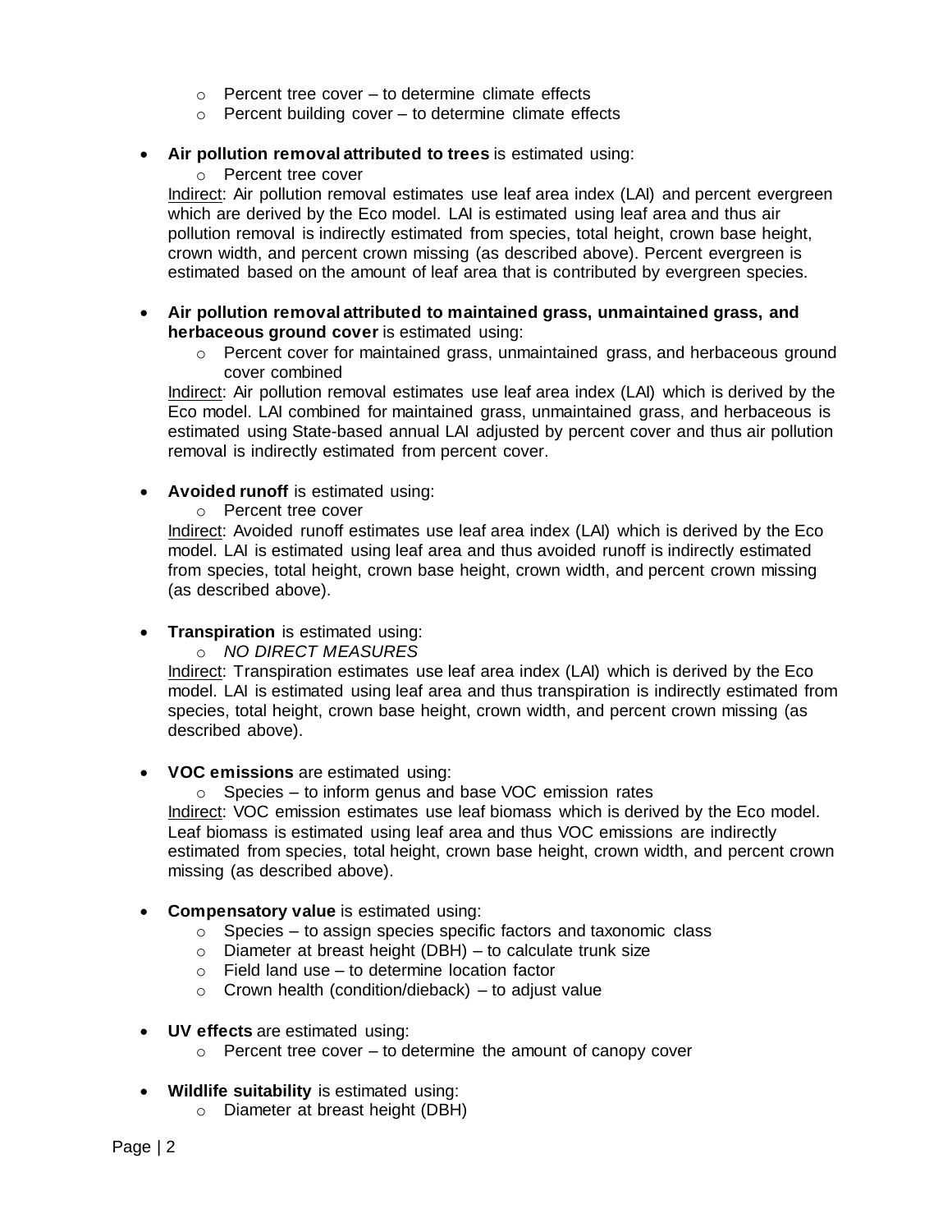- Percent tree cover – to determine climate effects
  - Percent building cover – to determine climate effects

- **Air pollution removal attributed to trees** is estimated using:
  - Percent tree cover

  Indirect: Air pollution removal estimates use leaf area index (LAI) and percent evergreen which are derived by the Eco model. LAI is estimated using leaf area and thus air pollution removal is indirectly estimated from species, total height, crown base height, crown width, and percent crown missing (as described above). Percent evergreen is estimated based on the amount of leaf area that is contributed by evergreen species.

- **Air pollution removal attributed to maintained grass, unmaintained grass, and herbaceous ground cover** is estimated using:
  - Percent cover for maintained grass, unmaintained grass, and herbaceous ground cover combined

  Indirect: Air pollution removal estimates use leaf area index (LAI) which is derived by the Eco model. LAI combined for maintained grass, unmaintained grass, and herbaceous is estimated using State-based annual LAI adjusted by percent cover and thus air pollution removal is indirectly estimated from percent cover.

- **Avoided runoff** is estimated using:
  - Percent tree cover

  Indirect: Avoided runoff estimates use leaf area index (LAI) which is derived by the Eco model. LAI is estimated using leaf area and thus avoided runoff is indirectly estimated from species, total height, crown base height, crown width, and percent crown missing (as described above).

- **Transpiration** is estimated using:
  - *NO DIRECT MEASURES*

  Indirect: Transpiration estimates use leaf area index (LAI) which is derived by the Eco model. LAI is estimated using leaf area and thus transpiration is indirectly estimated from species, total height, crown base height, crown width, and percent crown missing (as described above).

- **VOC emissions** are estimated using:
  - Species – to inform genus and base VOC emission rates

  Indirect: VOC emission estimates use leaf biomass which is derived by the Eco model. Leaf biomass is estimated using leaf area and thus VOC emissions are indirectly estimated from species, total height, crown base height, crown width, and percent crown missing (as described above).

- **Compensatory value** is estimated using:
  - Species – to assign species specific factors and taxonomic class
  - Diameter at breast height (DBH) – to calculate trunk size
  - Field land use – to determine location factor
  - Crown health (condition/dieback) – to adjust value

- **UV effects** are estimated using:
  - Percent tree cover – to determine the amount of canopy cover

- **Wildlife suitability** is estimated using:
  - Diameter at breast height (DBH)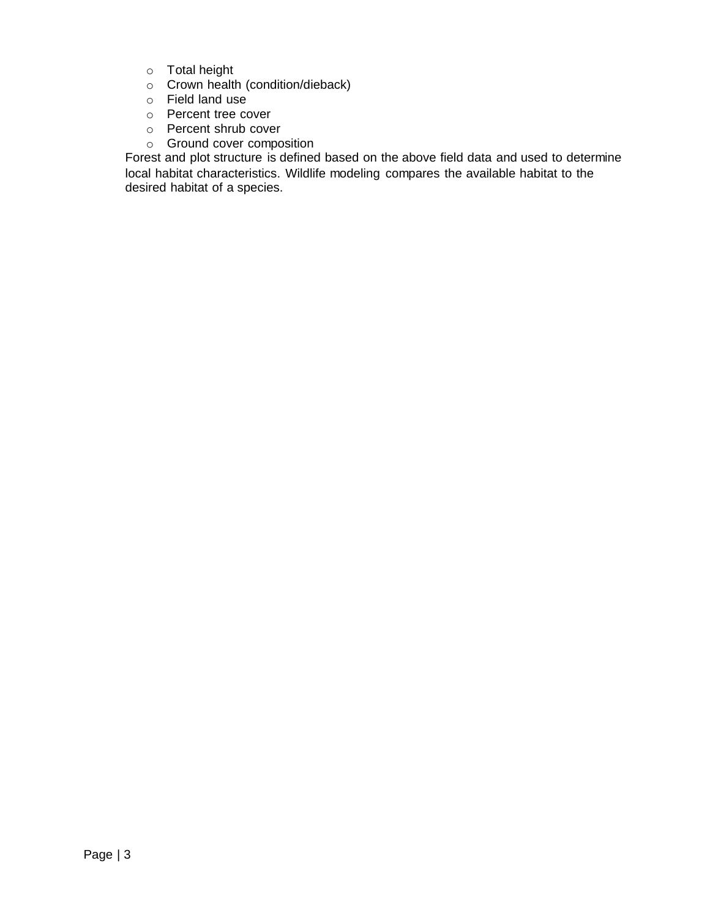- Total height
- Crown health (condition/dieback)
- Field land use
- Percent tree cover
- Percent shrub cover
- Ground cover composition

Forest and plot structure is defined based on the above field data and used to determine local habitat characteristics. Wildlife modeling compares the available habitat to the desired habitat of a species.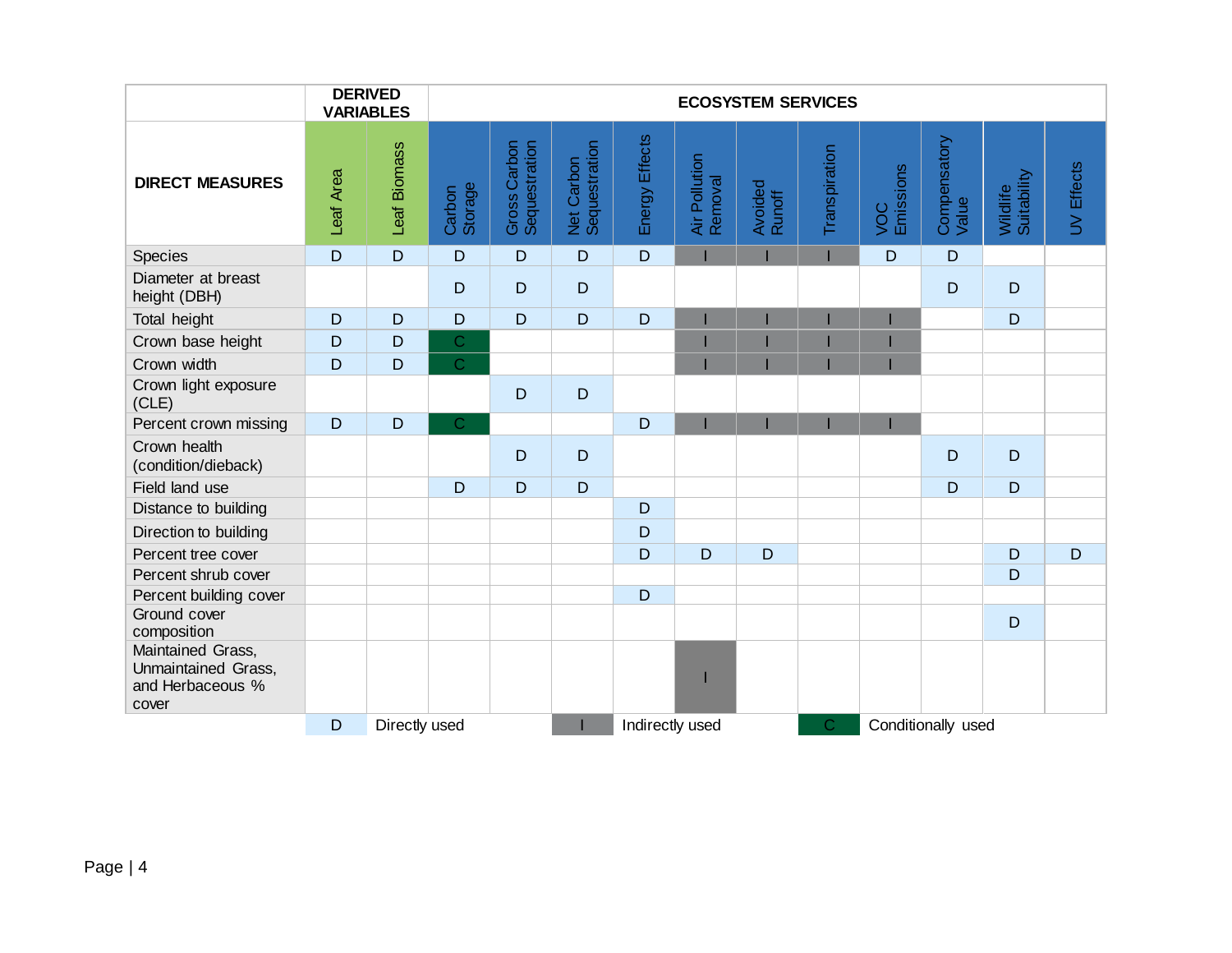| DIRECT MEASURES | DERIVED VARIABLES | | ECOSYSTEM SERVICES | | | | | | | | | | |
|---|---|---|---|---|---|---|---|---|---|---|---|---|---|
| | Leaf Area | Leaf Biomass | Carbon Storage | Gross Carbon Sequestration | Net Carbon Sequestration | Energy Effects | Air Pollution Removal | Avoided Runoff | Transpiration | VOC Emissions | Compensatory Value | Wildlife Suitability | UV Effects |
| Species | D | D | D | D | D | D | I | I | I | D | D | | |
| Diameter at breast height (DBH) | | | D | D | D | | | | | | D | D | |
| Total height | D | D | D | D | D | D | I | I | I | I | | D | |
| Crown base height | D | D | C | | | | I | I | I | I | | | |
| Crown width | D | D | C | | | | I | I | I | I | | | |
| Crown light exposure (CLE) | | | | D | D | | | | | | | | |
| Percent crown missing | D | D | C | | | D | I | I | I | I | | | |
| Crown health (condition/dieback) | | | | D | D | | | | | | D | D | |
| Field land use | | | D | D | D | | | | | | D | D | |
| Distance to building | | | | | | D | | | | | | | |
| Direction to building | | | | | | D | | | | | | | |
| Percent tree cover | | | | | | D | D | D | | | | D | D |
| Percent shrub cover | | | | | | | | | | | | D | |
| Percent building cover | | | | | | D | | | | | | | |
| Ground cover composition | | | | | | | | | | | | D | |
| Maintained Grass, Unmaintained Grass, and Herbaceous % cover | | | | | | | I | | | | | | |

D = Directly used; I = Indirectly used; C = Conditionally used